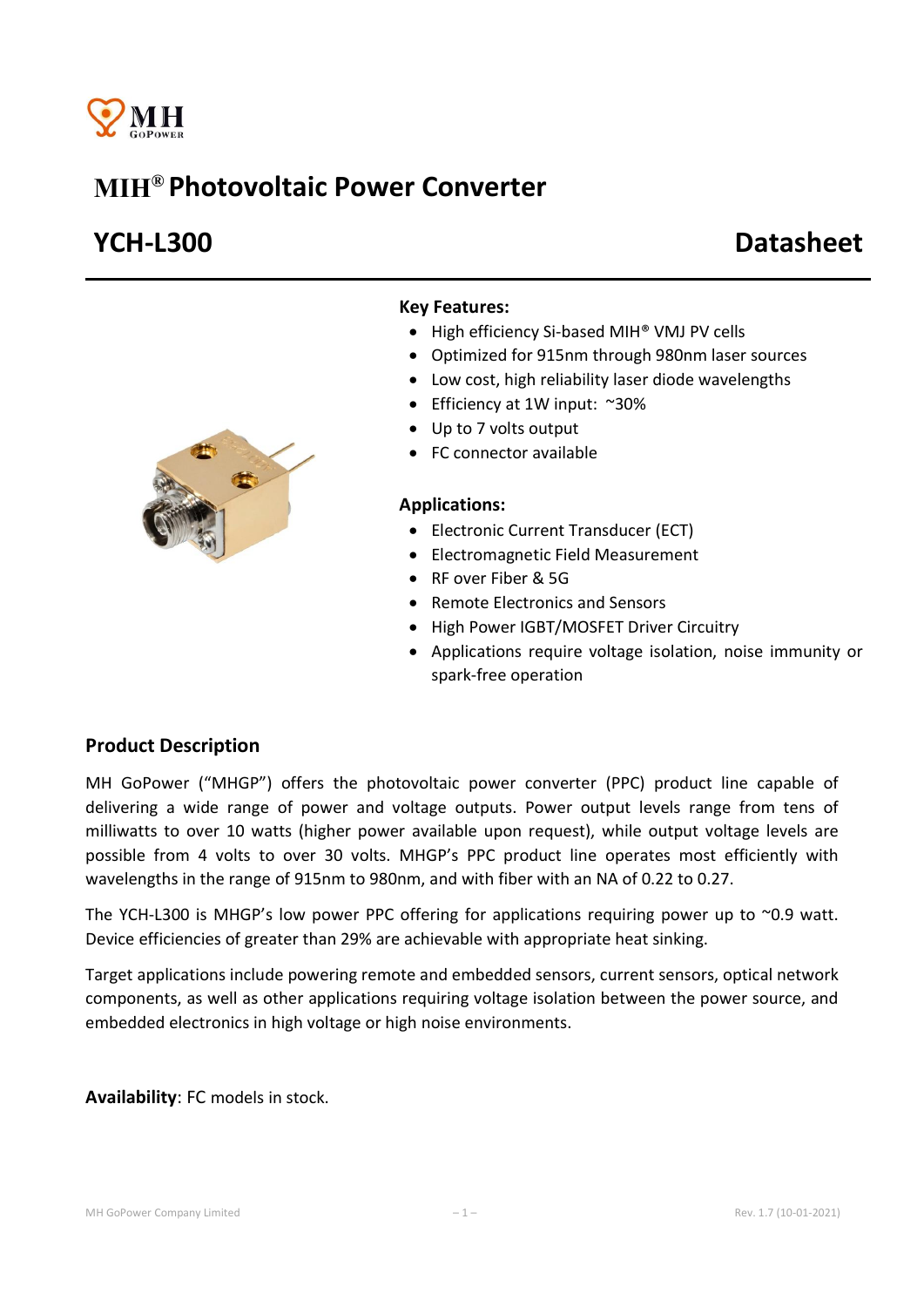# MIH® Photovoltaic Power Converter

## YCH-L300 Datasheet

**Key Features:**

- High efficiency Si-based MIH® VMJ PV cells
- Optimized for 915nm through 980nm laser sources
- Low cost, high reliability laser diode wavelengths
- Efficiency at 1W input: ~30%
- Up to 7 volts output
- FC connector available

**Applications:**

- Electronic Current Transducer (ECT)
- Electromagnetic Field Measurement
- RF over Fiber & 5G
- Remote Electronics and Sensors
- High Power IGBT/MOSFET Driver Circuitry
- Applications require voltage isolation, noise immunity or spark-free operation

## Product Description

MH GoPower ("MHGP") offers the photovoltaic power converter (PPC) product line capable of delivering a wide range of power and voltage outputs. Power output levels range from tens of milliwatts to over 10 watts (higher power available upon request), while output voltage levels are possible from 4 volts to over 30 volts. MHGP's PPC product line operates most efficiently with wavelengths in the range of 915nm to 980nm, and with fiber with an NA of 0.22 to 0.27.

The YCH-L300 is MHGP's low power PPC offering for applications requiring power up to ~0.9 watt. Device efficiencies of greater than 29% are achievable with appropriate heat sinking.

Target applications include powering remote and embedded sensors, current sensors, optical network components, as well as other applications requiring voltage isolation between the power source, and embedded electronics in high voltage or high noise environments.

**Availability**: FC models in stock.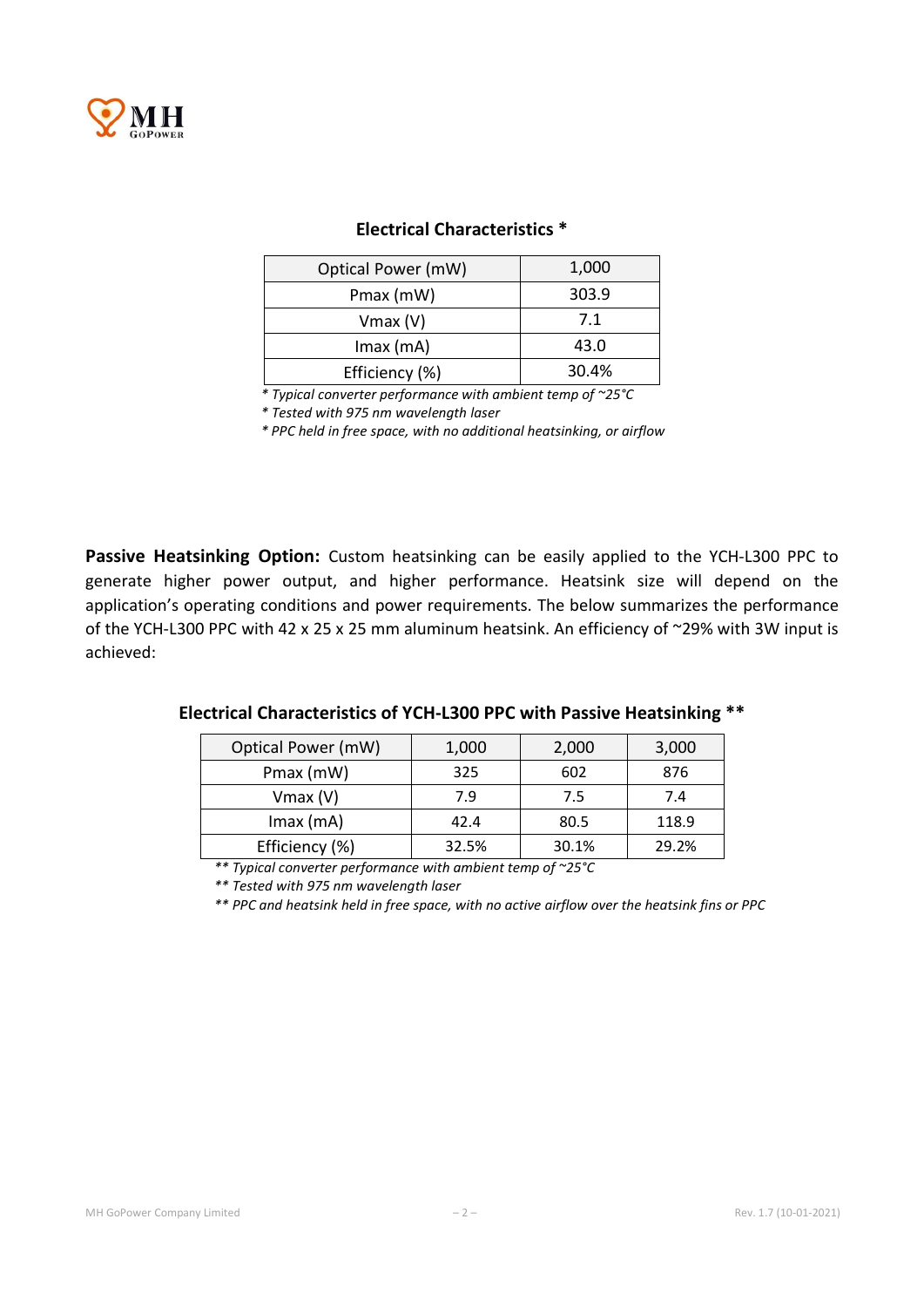### Electrical Characteristics *

| Optical Power (mW) | 1,000 |
|---|---|
| Pmax (mW) | 303.9 |
| Vmax (V) | 7.1 |
| Imax (mA) | 43.0 |
| Efficiency (%) | 30.4% |

*\* Typical converter performance with ambient temp of ~25°C*

*\* Tested with 975 nm wavelength laser*

*\* PPC held in free space, with no additional heatsinking, or airflow*

**Passive Heatsinking Option:** Custom heatsinking can be easily applied to the YCH-L300 PPC to generate higher power output, and higher performance. Heatsink size will depend on the application's operating conditions and power requirements. The below summarizes the performance of the YCH-L300 PPC with 42 x 25 x 25 mm aluminum heatsink. An efficiency of ~29% with 3W input is achieved:

### Electrical Characteristics of YCH-L300 PPC with Passive Heatsinking **

| Optical Power (mW) | 1,000 | 2,000 | 3,000 |
|---|---|---|---|
| Pmax (mW) | 325 | 602 | 876 |
| Vmax (V) | 7.9 | 7.5 | 7.4 |
| Imax (mA) | 42.4 | 80.5 | 118.9 |
| Efficiency (%) | 32.5% | 30.1% | 29.2% |

*\*\* Typical converter performance with ambient temp of ~25°C*

*\*\* Tested with 975 nm wavelength laser*

*\*\* PPC and heatsink held in free space, with no active airflow over the heatsink fins or PPC*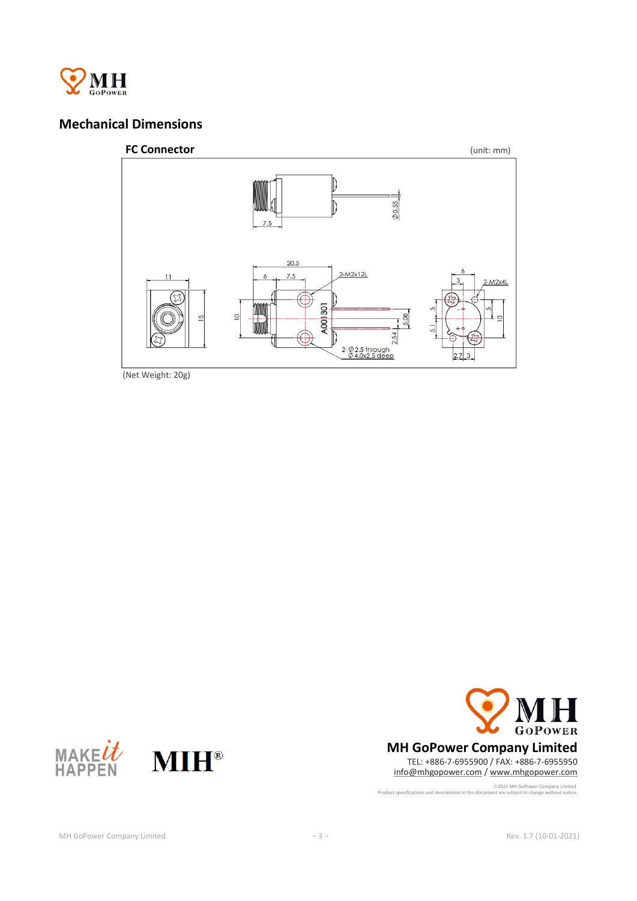## Mechanical Dimensions

**FC Connector**

(unit: mm)

7.5

Ø0.55

20.5

6

7.5

2-M2x12L

11

15

10

A001301

5.08

2.54

2-Ø2.5 through
Ø4.0x2.5 deep

6

3

2-M2x4L

5

5.1

5

10

2.7

3

(Net Weight: 20g)

**MH GoPower Company Limited**

TEL: +886-7-6955900 / FAX: +886-7-6955950

info@mhgopower.com / www.mhgopower.com

©2021 MH GoPower Company Limited.
Product specifications and descriptions in this document are subject to change without notice.